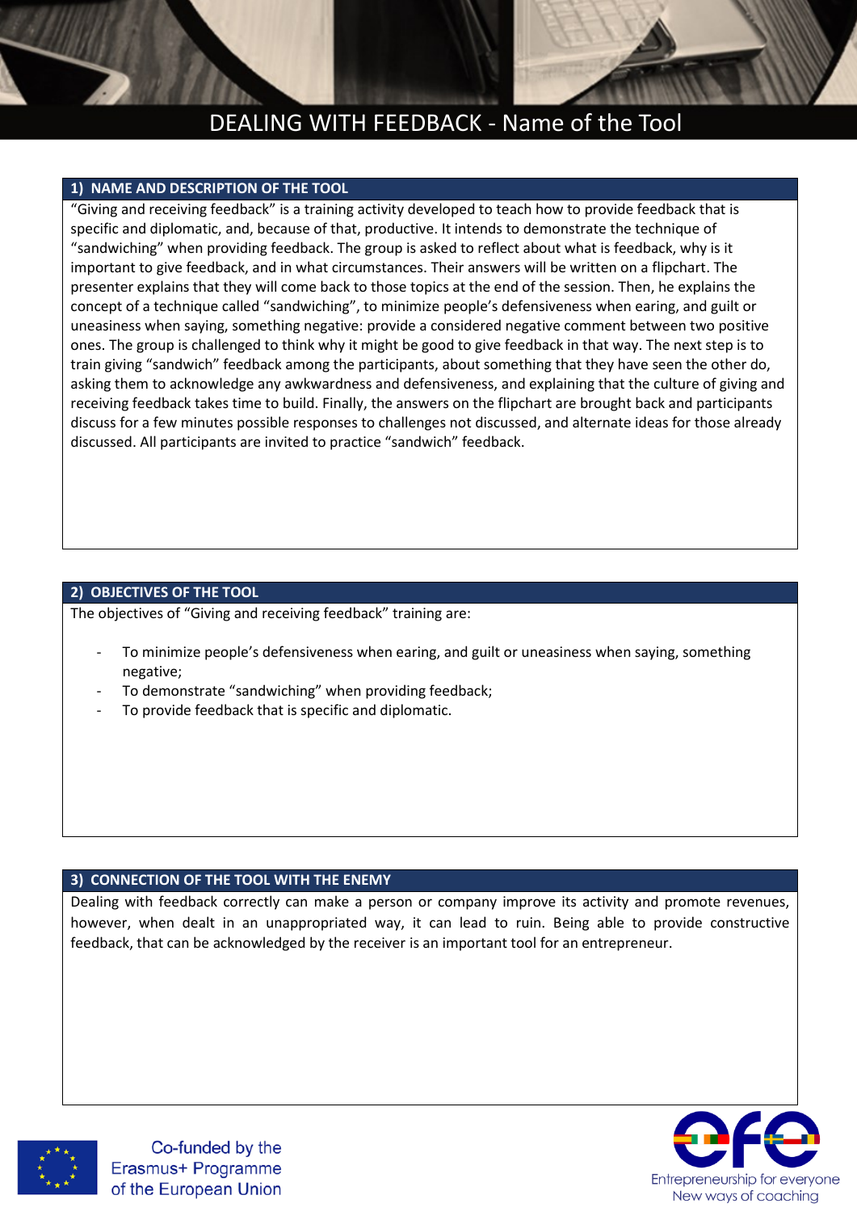# DEALING WITH FEEDBACK - Name of the Tool

## 1) NAME AND DESCRIPTION OF THE TOOL

"Giving and receiving feedback" is a training activity developed to teach how to provide feedback that is specific and diplomatic, and, because of that, productive. It intends to demonstrate the technique of "sandwiching" when providing feedback. The group is asked to reflect about what is feedback, why is it important to give feedback, and in what circumstances. Their answers will be written on a flipchart. The presenter explains that they will come back to those topics at the end of the session. Then, he explains the concept of a technique called "sandwiching", to minimize people's defensiveness when earing, and guilt or uneasiness when saying, something negative: provide a considered negative comment between two positive ones. The group is challenged to think why it might be good to give feedback in that way. The next step is to train giving "sandwich" feedback among the participants, about something that they have seen the other do, asking them to acknowledge any awkwardness and defensiveness, and explaining that the culture of giving and receiving feedback takes time to build. Finally, the answers on the flipchart are brought back and participants discuss for a few minutes possible responses to challenges not discussed, and alternate ideas for those already discussed. All participants are invited to practice "sandwich" feedback.

## 2) OBJECTIVES OF THE TOOL

The objectives of "Giving and receiving feedback" training are:

- To minimize people's defensiveness when earing, and guilt or uneasiness when saying, something negative;
- To demonstrate "sandwiching" when providing feedback;
- To provide feedback that is specific and diplomatic.

## 3) CONNECTION OF THE TOOL WITH THE ENEMY

Dealing with feedback correctly can make a person or company improve its activity and promote revenues, however, when dealt in an unappropriated way, it can lead to ruin. Being able to provide constructive feedback, that can be acknowledged by the receiver is an important tool for an entrepreneur.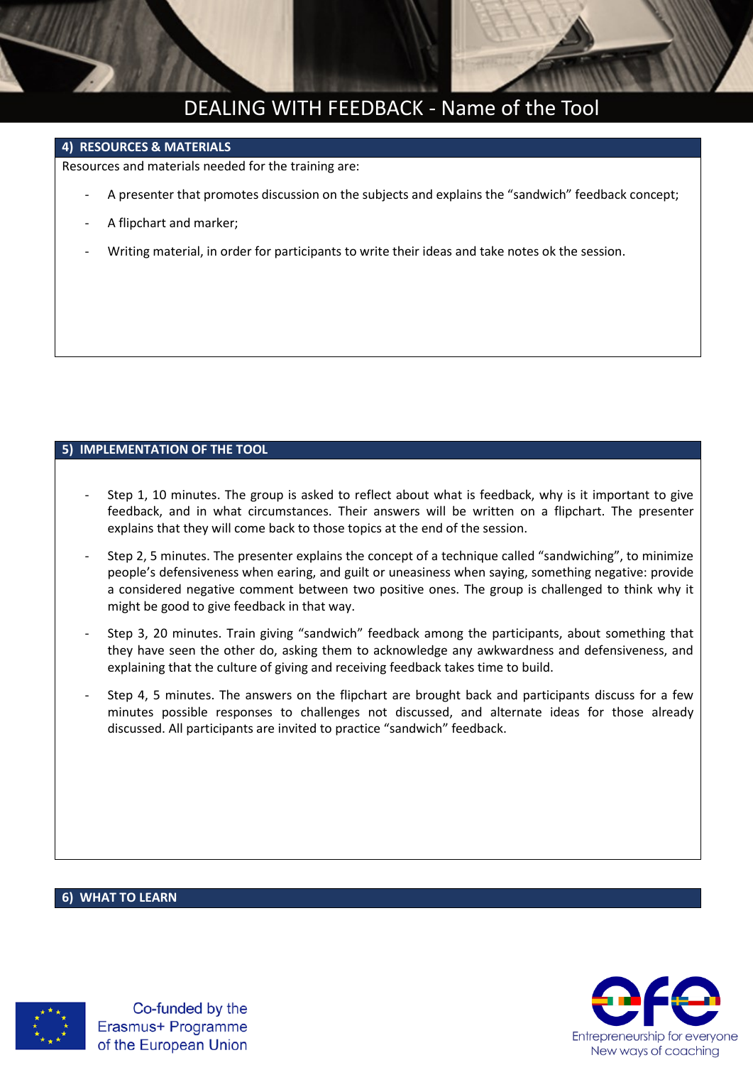# DEALING WITH FEEDBACK - Name of the Tool

## 4) RESOURCES & MATERIALS

Resources and materials needed for the training are:

- A presenter that promotes discussion on the subjects and explains the "sandwich" feedback concept;
- A flipchart and marker;
- Writing material, in order for participants to write their ideas and take notes ok the session.

## 5) IMPLEMENTATION OF THE TOOL

- Step 1, 10 minutes. The group is asked to reflect about what is feedback, why is it important to give feedback, and in what circumstances. Their answers will be written on a flipchart. The presenter explains that they will come back to those topics at the end of the session.
- Step 2, 5 minutes. The presenter explains the concept of a technique called "sandwiching", to minimize people's defensiveness when earing, and guilt or uneasiness when saying, something negative: provide a considered negative comment between two positive ones. The group is challenged to think why it might be good to give feedback in that way.
- Step 3, 20 minutes. Train giving "sandwich" feedback among the participants, about something that they have seen the other do, asking them to acknowledge any awkwardness and defensiveness, and explaining that the culture of giving and receiving feedback takes time to build.
- Step 4, 5 minutes. The answers on the flipchart are brought back and participants discuss for a few minutes possible responses to challenges not discussed, and alternate ideas for those already discussed. All participants are invited to practice "sandwich" feedback.

## 6) WHAT TO LEARN

Co-funded by the Erasmus+ Programme of the European Union

Entrepreneurship for everyone
New ways of coaching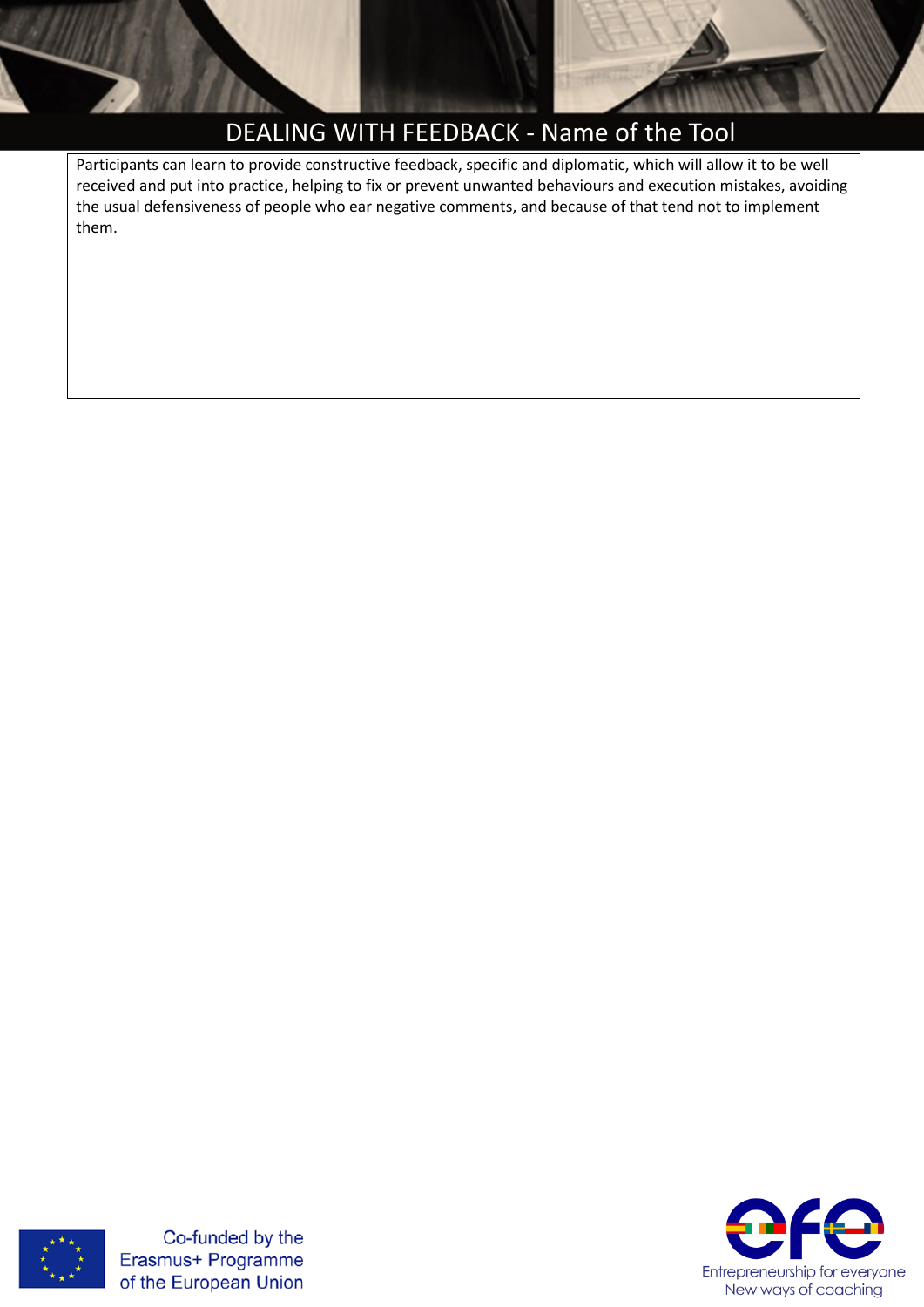## DEALING WITH FEEDBACK - Name of the Tool

Participants can learn to provide constructive feedback, specific and diplomatic, which will allow it to be well received and put into practice, helping to fix or prevent unwanted behaviours and execution mistakes, avoiding the usual defensiveness of people who ear negative comments, and because of that tend not to implement them.

Co-funded by the Erasmus+ Programme of the European Union

Entrepreneurship for everyone
New ways of coaching